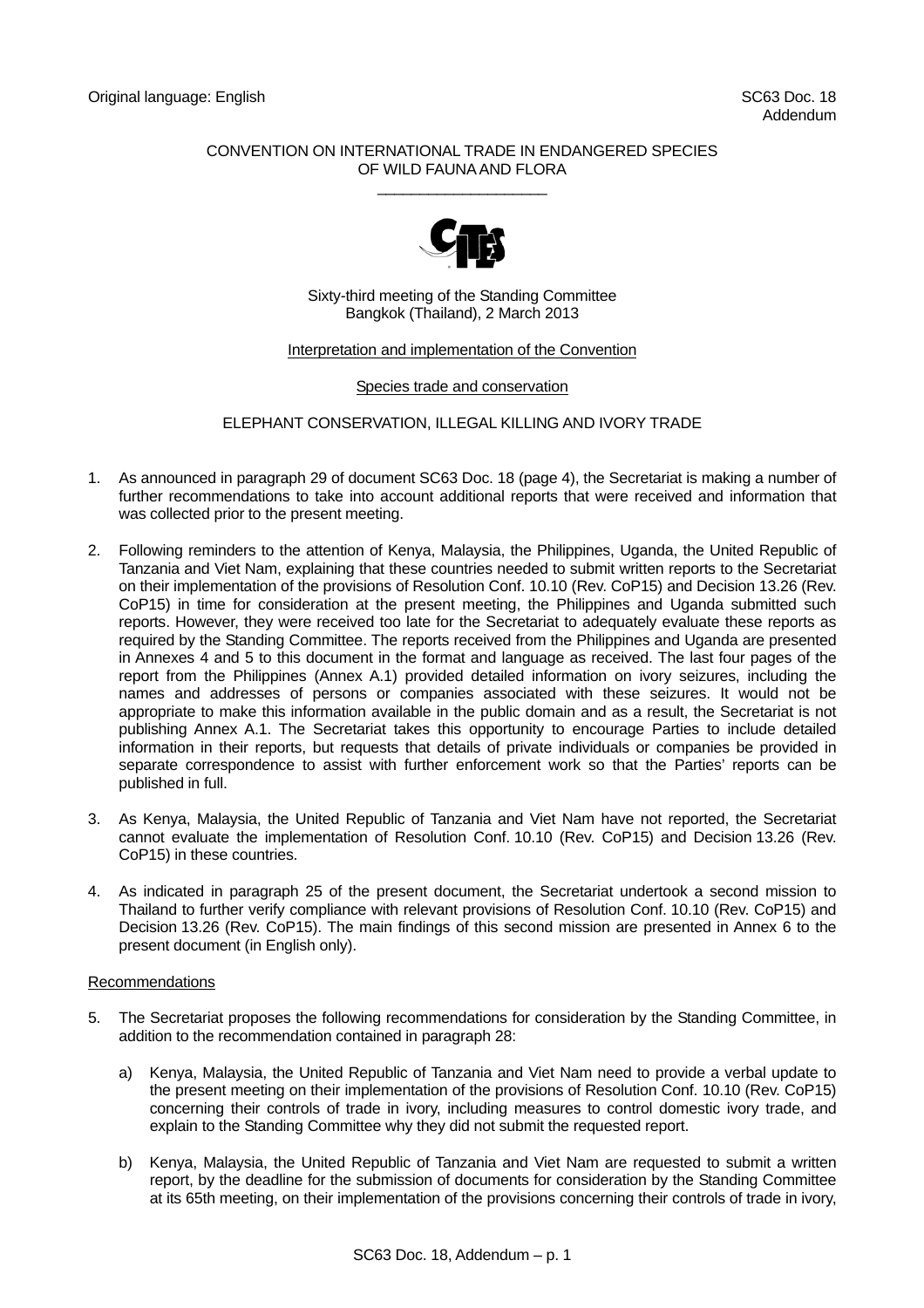Original language: English

SC63 Doc. 18
Addendum

CONVENTION ON INTERNATIONAL TRADE IN ENDANGERED SPECIES
OF WILD FAUNA AND FLORA

Sixty-third meeting of the Standing Committee
Bangkok (Thailand), 2 March 2013

Interpretation and implementation of the Convention

Species trade and conservation

ELEPHANT CONSERVATION, ILLEGAL KILLING AND IVORY TRADE

1. As announced in paragraph 29 of document SC63 Doc. 18 (page 4), the Secretariat is making a number of further recommendations to take into account additional reports that were received and information that was collected prior to the present meeting.

2. Following reminders to the attention of Kenya, Malaysia, the Philippines, Uganda, the United Republic of Tanzania and Viet Nam, explaining that these countries needed to submit written reports to the Secretariat on their implementation of the provisions of Resolution Conf. 10.10 (Rev. CoP15) and Decision 13.26 (Rev. CoP15) in time for consideration at the present meeting, the Philippines and Uganda submitted such reports. However, they were received too late for the Secretariat to adequately evaluate these reports as required by the Standing Committee. The reports received from the Philippines and Uganda are presented in Annexes 4 and 5 to this document in the format and language as received. The last four pages of the report from the Philippines (Annex A.1) provided detailed information on ivory seizures, including the names and addresses of persons or companies associated with these seizures. It would not be appropriate to make this information available in the public domain and as a result, the Secretariat is not publishing Annex A.1. The Secretariat takes this opportunity to encourage Parties to include detailed information in their reports, but requests that details of private individuals or companies be provided in separate correspondence to assist with further enforcement work so that the Parties' reports can be published in full.

3. As Kenya, Malaysia, the United Republic of Tanzania and Viet Nam have not reported, the Secretariat cannot evaluate the implementation of Resolution Conf. 10.10 (Rev. CoP15) and Decision 13.26 (Rev. CoP15) in these countries.

4. As indicated in paragraph 25 of the present document, the Secretariat undertook a second mission to Thailand to further verify compliance with relevant provisions of Resolution Conf. 10.10 (Rev. CoP15) and Decision 13.26 (Rev. CoP15). The main findings of this second mission are presented in Annex 6 to the present document (in English only).

Recommendations

5. The Secretariat proposes the following recommendations for consideration by the Standing Committee, in addition to the recommendation contained in paragraph 28:

   a) Kenya, Malaysia, the United Republic of Tanzania and Viet Nam need to provide a verbal update to the present meeting on their implementation of the provisions of Resolution Conf. 10.10 (Rev. CoP15) concerning their controls of trade in ivory, including measures to control domestic ivory trade, and explain to the Standing Committee why they did not submit the requested report.

   b) Kenya, Malaysia, the United Republic of Tanzania and Viet Nam are requested to submit a written report, by the deadline for the submission of documents for consideration by the Standing Committee at its 65th meeting, on their implementation of the provisions concerning their controls of trade in ivory,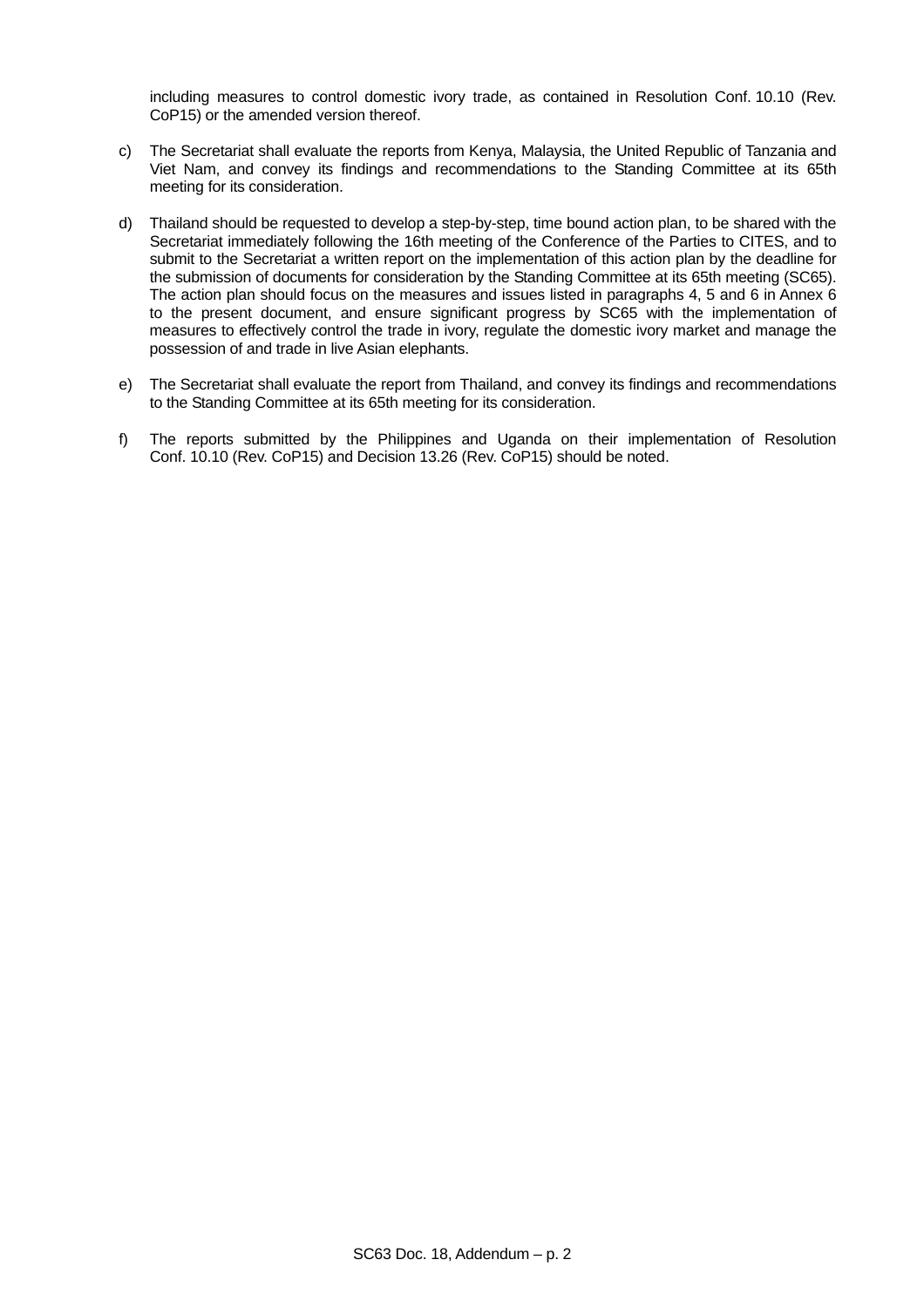including measures to control domestic ivory trade, as contained in Resolution Conf. 10.10 (Rev. CoP15) or the amended version thereof.

c) The Secretariat shall evaluate the reports from Kenya, Malaysia, the United Republic of Tanzania and Viet Nam, and convey its findings and recommendations to the Standing Committee at its 65th meeting for its consideration.

d) Thailand should be requested to develop a step-by-step, time bound action plan, to be shared with the Secretariat immediately following the 16th meeting of the Conference of the Parties to CITES, and to submit to the Secretariat a written report on the implementation of this action plan by the deadline for the submission of documents for consideration by the Standing Committee at its 65th meeting (SC65). The action plan should focus on the measures and issues listed in paragraphs 4, 5 and 6 in Annex 6 to the present document, and ensure significant progress by SC65 with the implementation of measures to effectively control the trade in ivory, regulate the domestic ivory market and manage the possession of and trade in live Asian elephants.

e) The Secretariat shall evaluate the report from Thailand, and convey its findings and recommendations to the Standing Committee at its 65th meeting for its consideration.

f) The reports submitted by the Philippines and Uganda on their implementation of Resolution Conf. 10.10 (Rev. CoP15) and Decision 13.26 (Rev. CoP15) should be noted.